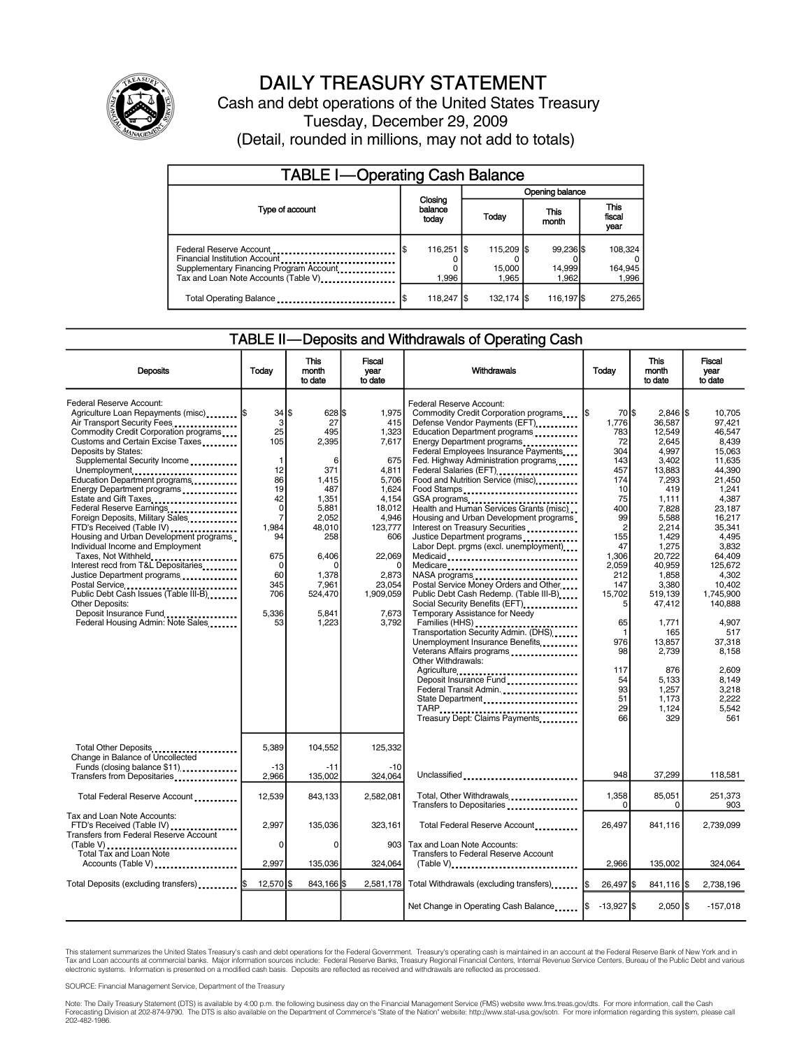# DAILY TREASURY STATEMENT

Cash and debt operations of the United States Treasury

Tuesday, December 29, 2009

(Detail, rounded in millions, may not add to totals)

## TABLE I—Operating Cash Balance

| Type of account | Closing balance today | Opening balance Today | Opening balance This month | Opening balance This fiscal year |
|---|---|---|---|---|
| Federal Reserve Account | $ 116,251 | $ 115,209 | $ 99,236 | $ 108,324 |
| Financial Institution Account | 0 | 0 | 0 | 0 |
| Supplementary Financing Program Account | 0 | 15,000 | 14,999 | 164,945 |
| Tax and Loan Note Accounts (Table V) | 1,996 | 1,965 | 1,962 | 1,996 |
| Total Operating Balance | $ 118,247 | $ 132,174 | $ 116,197 | $ 275,265 |

## TABLE II—Deposits and Withdrawals of Operating Cash

| Deposits | Today | This month to date | Fiscal year to date | Withdrawals | Today | This month to date | Fiscal year to date |
|---|---|---|---|---|---|---|---|
| Federal Reserve Account: | | | | Federal Reserve Account: | | | |
| Agriculture Loan Repayments (misc) | $ 34 | $ 628 | $ 1,975 | Commodity Credit Corporation programs | $ 70 | $ 2,846 | $ 10,705 |
| Air Transport Security Fees | 3 | 27 | 415 | Defense Vendor Payments (EFT) | 1,776 | 36,587 | 97,421 |
| Commodity Credit Corporation programs | 25 | 495 | 1,323 | Education Department programs | 783 | 12,549 | 46,547 |
| Customs and Certain Excise Taxes | 105 | 2,395 | 7,617 | Energy Department programs | 72 | 2,645 | 8,439 |
| Deposits by States: | | | | Federal Employees Insurance Payments | 304 | 4,997 | 15,063 |
| Supplemental Security Income | 1 | 6 | 675 | Fed. Highway Administration programs | 143 | 3,402 | 11,635 |
| Unemployment | 12 | 371 | 4,811 | Federal Salaries (EFT) | 457 | 13,883 | 44,390 |
| Education Department programs | 86 | 1,415 | 5,706 | Food and Nutrition Service (misc) | 174 | 7,293 | 21,450 |
| Energy Department programs | 19 | 487 | 1,624 | Food Stamps | 10 | 419 | 1,241 |
| Estate and Gift Taxes | 42 | 1,351 | 4,154 | GSA programs | 75 | 1,111 | 4,387 |
| Federal Reserve Earnings | 0 | 5,881 | 18,012 | Health and Human Services Grants (misc) | 400 | 7,828 | 23,187 |
| Foreign Deposits, Military Sales | 7 | 2,052 | 4,946 | Housing and Urban Development programs | 99 | 5,588 | 16,217 |
| FTD's Received (Table IV) | 1,984 | 48,010 | 123,777 | Interest on Treasury Securities | 2 | 2,214 | 35,341 |
| Housing and Urban Development programs | 94 | 258 | 606 | Justice Department programs | 155 | 1,429 | 4,495 |
| Individual Income and Employment | | | | Labor Dept. prgms (excl. unemployment) | 47 | 1,275 | 3,832 |
| Taxes, Not Withheld | 675 | 6,406 | 22,069 | Medicaid | 1,306 | 20,722 | 64,409 |
| Interest recd from T&L Depositaries | 0 | 0 | 0 | Medicare | 2,059 | 40,959 | 125,672 |
| Justice Department programs | 60 | 1,378 | 2,873 | NASA programs | 212 | 1,858 | 4,302 |
| Postal Service | 345 | 7,961 | 23,054 | Postal Service Money Orders and Other | 147 | 3,380 | 10,402 |
| Public Debt Cash Issues (Table III-B) | 706 | 524,470 | 1,909,059 | Public Debt Cash Redemp. (Table III-B) | 15,702 | 519,139 | 1,745,900 |
| Other Deposits: | | | | Social Security Benefits (EFT) | 5 | 47,412 | 140,888 |
| Deposit Insurance Fund | 5,336 | 5,841 | 7,673 | Temporary Assistance for Needy | | | |
| Federal Housing Admin: Note Sales | 53 | 1,223 | 3,792 | Families (HHS) | 65 | 1,771 | 4,907 |
| | | | | Transportation Security Admin. (DHS) | 1 | 165 | 517 |
| | | | | Unemployment Insurance Benefits | 976 | 13,857 | 37,318 |
| | | | | Veterans Affairs programs | 98 | 2,739 | 8,158 |
| | | | | Other Withdrawals: | | | |
| | | | | Agriculture | 117 | 876 | 2,609 |
| | | | | Deposit Insurance Fund | 54 | 5,133 | 8,149 |
| | | | | Federal Transit Admin. | 93 | 1,257 | 3,218 |
| | | | | State Department | 51 | 1,173 | 2,222 |
| | | | | TARP | 29 | 1,124 | 5,542 |
| | | | | Treasury Dept: Claims Payments | 66 | 329 | 561 |
| Total Other Deposits | 5,389 | 104,552 | 125,332 | | | | |
| Change in Balance of Uncollected Funds (closing balance $11) | -13 | -11 | -10 | | | | |
| Transfers from Depositaries | 2,966 | 135,002 | 324,064 | Unclassified | 948 | 37,299 | 118,581 |
| Total Federal Reserve Account | 12,539 | 843,133 | 2,582,081 | Total, Other Withdrawals | 1,358 | 85,051 | 251,373 |
| | | | | Transfers to Depositaries | 0 | 0 | 903 |
| Tax and Loan Note Accounts: | | | | | | | |
| FTD's Received (Table IV) | 2,997 | 135,036 | 323,161 | Total Federal Reserve Account | 26,497 | 841,116 | 2,739,099 |
| Transfers from Federal Reserve Account (Table V) | 0 | 0 | 903 | Tax and Loan Note Accounts: | | | |
| Total Tax and Loan Note Accounts (Table V) | 2,997 | 135,036 | 324,064 | Transfers to Federal Reserve Account (Table V) | 2,966 | 135,002 | 324,064 |
| Total Deposits (excluding transfers) | $ 12,570 | $ 843,166 | $ 2,581,178 | Total Withdrawals (excluding transfers) | $ 26,497 | $ 841,116 | $ 2,738,196 |
| | | | | Net Change in Operating Cash Balance | $ -13,927 | $ 2,050 | $ -157,018 |

This statement summarizes the United States Treasury's cash and debt operations for the Federal Government. Treasury's operating cash is maintained in an account at the Federal Reserve Bank of New York and in Tax and Loan accounts at commercial banks. Major information sources include: Federal Reserve Banks, Treasury Regional Financial Centers, Internal Revenue Service Centers, Bureau of the Public Debt and various electronic systems. Information is presented on a modified cash basis. Deposits are reflected as received and withdrawals are reflected as processed.

SOURCE: Financial Management Service, Department of the Treasury

Note: The Daily Treasury Statement (DTS) is available by 4:00 p.m. the following business day on the Financial Management Service (FMS) website www.fms.treas.gov/dts. For more information, call the Cash Forecasting Division at 202-874-9790. The DTS is also available on the Department of Commerce's "State of the Nation" website: http://www.stat-usa.gov/sotn. For more information regarding this system, please call 202-482-1986.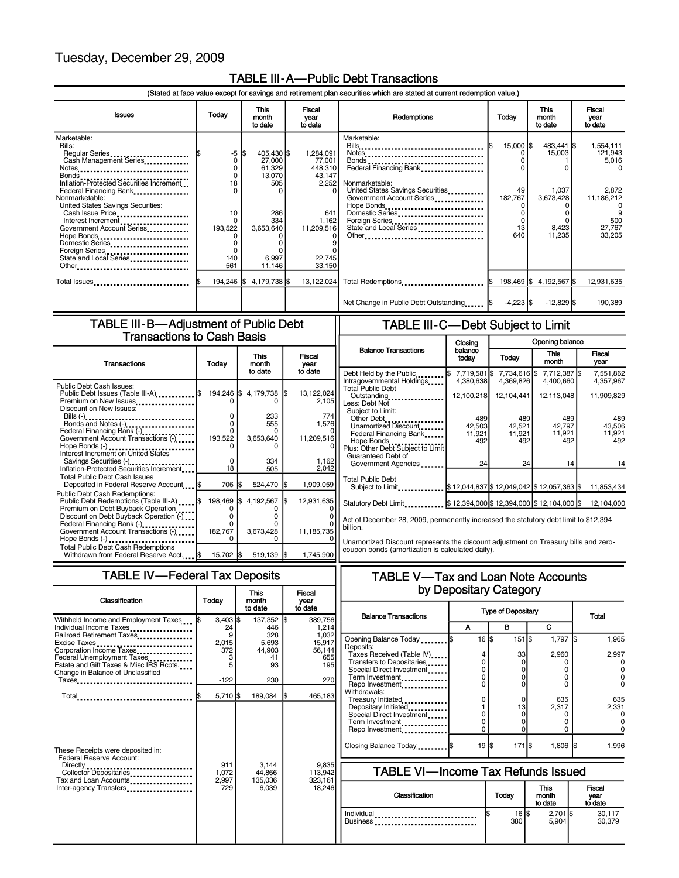Tuesday, December 29, 2009

## TABLE III-A—Public Debt Transactions

(Stated at face value except for savings and retirement plan securities which are stated at current redemption value.)

| Issues | Today | This month to date | Fiscal year to date | Redemptions | Today | This month to date | Fiscal year to date |
|---|---|---|---|---|---|---|---|
| Marketable: | | | | Marketable: | | | |
| Bills: | | | | Bills | $ 15,000 | $ 483,441 | $ 1,554,111 |
| Regular Series | $ -5 | $ 405,430 | $ 1,284,091 | Notes | 0 | 15,003 | 121,943 |
| Cash Management Series | 0 | 27,000 | 77,001 | Bonds | 0 | 1 | 5,016 |
| Notes | 0 | 61,329 | 448,310 | Federal Financing Bank | 0 | 0 | 0 |
| Bonds | 0 | 13,070 | 43,147 | | | | |
| Inflation-Protected Securities Increment | 18 | 505 | 2,252 | Nonmarketable: | | | |
| Federal Financing Bank | 0 | 0 | 0 | United States Savings Securities | 49 | 1,037 | 2,872 |
| Nonmarketable: | | | | Government Account Series | 182,767 | 3,673,428 | 11,186,212 |
| United States Savings Securities: | | | | Hope Bonds | 0 | 0 | 0 |
| Cash Issue Price | 10 | 286 | 641 | Domestic Series | 0 | 0 | 9 |
| Interest Increment | 0 | 334 | 1,162 | Foreign Series | 0 | 0 | 500 |
| Government Account Series | 193,522 | 3,653,640 | 11,209,516 | State and Local Series | 13 | 8,423 | 27,767 |
| Hope Bonds | 0 | 0 | 0 | Other | 640 | 11,235 | 33,205 |
| Domestic Series | 0 | 0 | 9 | | | | |
| Foreign Series | 0 | 0 | 0 | | | | |
| State and Local Series | 140 | 6,997 | 22,745 | | | | |
| Other | 561 | 11,146 | 33,150 | | | | |
| Total Issues | $ 194,246 | $ 4,179,738 | $ 13,122,024 | Total Redemptions | $ 198,469 | $ 4,192,567 | $ 12,931,635 |
| | | | | Net Change in Public Debt Outstanding | $ -4,223 | $ -12,829 | $ 190,389 |

## TABLE III-B—Adjustment of Public Debt Transactions to Cash Basis

| Transactions | Today | This month to date | Fiscal year to date |
|---|---|---|---|
| Public Debt Cash Issues: | | | |
| Public Debt Issues (Table III-A) | $ 194,246 | $ 4,179,738 | $ 13,122,024 |
| Premium on New Issues | 0 | 0 | 2,105 |
| Discount on New Issues: | | | |
| Bills (-) | 0 | 233 | 774 |
| Bonds and Notes (-) | 0 | 555 | 1,576 |
| Federal Financing Bank (-) | 0 | 0 | 0 |
| Government Account Transactions (-) | 193,522 | 3,653,640 | 11,209,516 |
| Hope Bonds (-) | 0 | 0 | 0 |
| Interest Increment on United States Savings Securities (-) | 0 | 334 | 1,162 |
| Inflation-Protected Securities Increment | 18 | 505 | 2,042 |
| Total Public Debt Cash Issues Deposited in Federal Reserve Account | $ 706 | $ 524,470 | $ 1,909,059 |
| Public Debt Cash Redemptions: | | | |
| Public Debt Redemptions (Table III-A) | $ 198,469 | $ 4,192,567 | $ 12,931,635 |
| Premium on Debt Buyback Operation | 0 | 0 | 0 |
| Discount on Debt Buyback Operation (-) | 0 | 0 | 0 |
| Federal Financing Bank (-) | 0 | 0 | 0 |
| Government Account Transactions (-) | 182,767 | 3,673,428 | 11,185,735 |
| Hope Bonds (-) | 0 | 0 | 0 |
| Total Public Debt Cash Redemptions Withdrawn from Federal Reserve Acct. | $ 15,702 | $ 519,139 | $ 1,745,900 |

## TABLE III-C—Debt Subject to Limit

| Balance Transactions | Closing balance today | Opening balance Today | Opening balance This month | Opening balance Fiscal year |
|---|---|---|---|---|
| Debt Held by the Public | $ 7,719,581 | $ 7,734,616 | $ 7,712,387 | $ 7,551,862 |
| Intragovernmental Holdings | 4,380,638 | 4,369,826 | 4,400,660 | 4,357,967 |
| Total Public Debt Outstanding | 12,100,218 | 12,104,441 | 12,113,048 | 11,909,829 |
| Less: Debt Not Subject to Limit: | | | | |
| Other Debt | 489 | 489 | 489 | 489 |
| Unamortized Discount | 42,503 | 42,521 | 42,797 | 43,506 |
| Federal Financing Bank | 11,921 | 11,921 | 11,921 | 11,921 |
| Hope Bonds | 492 | 492 | 492 | 492 |
| Plus: Other Debt Subject to Limit | | | | |
| Guaranteed Debt of Government Agencies | 24 | 24 | 14 | 14 |
| Total Public Debt Subject to Limit | $ 12,044,837 | $ 12,049,042 | $ 12,057,363 | $ 11,853,434 |
| Statutory Debt Limit | $ 12,394,000 | $ 12,394,000 | $ 12,104,000 | $ 12,104,000 |

Act of December 28, 2009, permanently increased the statutory debt limit to $12,394 billion.

Unamortized Discount represents the discount adjustment on Treasury bills and zero-coupon bonds (amortization is calculated daily).

## TABLE IV—Federal Tax Deposits

| Classification | Today | This month to date | Fiscal year to date |
|---|---|---|---|
| Withheld Income and Employment Taxes | $ 3,403 | $ 137,352 | $ 389,756 |
| Individual Income Taxes | 24 | 446 | 1,214 |
| Railroad Retirement Taxes | 9 | 328 | 1,032 |
| Excise Taxes | 2,015 | 5,693 | 15,917 |
| Corporation Income Taxes | 372 | 44,903 | 56,144 |
| Federal Unemployment Taxes | 3 | 41 | 655 |
| Estate and Gift Taxes & Misc IRS Rcpts. | 5 | 93 | 195 |
| Change in Balance of Unclassified Taxes | -122 | 230 | 270 |
| Total | $ 5,710 | $ 189,084 | $ 465,183 |
| These Receipts were deposited in: | | | |
| Federal Reserve Account: | | | |
| Directly | 911 | 3,144 | 9,835 |
| Collector Depositaries | 1,072 | 44,866 | 113,942 |
| Tax and Loan Accounts | 2,997 | 135,036 | 323,161 |
| Inter-agency Transfers | 729 | 6,039 | 18,246 |

## TABLE V—Tax and Loan Note Accounts by Depositary Category

| Balance Transactions | A | B | C | Total |
|---|---|---|---|---|
| Opening Balance Today | $ 16 | $ 151 | $ 1,797 | $ 1,965 |
| Deposits: | | | | |
| Taxes Received (Table IV) | 4 | 33 | 2,960 | 2,997 |
| Transfers to Depositaries | 0 | 0 | 0 | 0 |
| Special Direct Investment | 0 | 0 | 0 | 0 |
| Term Investment | 0 | 0 | 0 | 0 |
| Repo Investment | 0 | 0 | 0 | 0 |
| Withdrawals: | | | | |
| Treasury Initiated | 0 | 0 | 635 | 635 |
| Depositary Initiated | 1 | 13 | 2,317 | 2,331 |
| Special Direct Investment | 0 | 0 | 0 | 0 |
| Term Investment | 0 | 0 | 0 | 0 |
| Repo Investment | 0 | 0 | 0 | 0 |
| Closing Balance Today | $ 19 | $ 171 | $ 1,806 | $ 1,996 |

## TABLE VI—Income Tax Refunds Issued

| Classification | Today | This month to date | Fiscal year to date |
|---|---|---|---|
| Individual | $ 16 | $ 2,701 | $ 30,117 |
| Business | 380 | 5,904 | 30,379 |